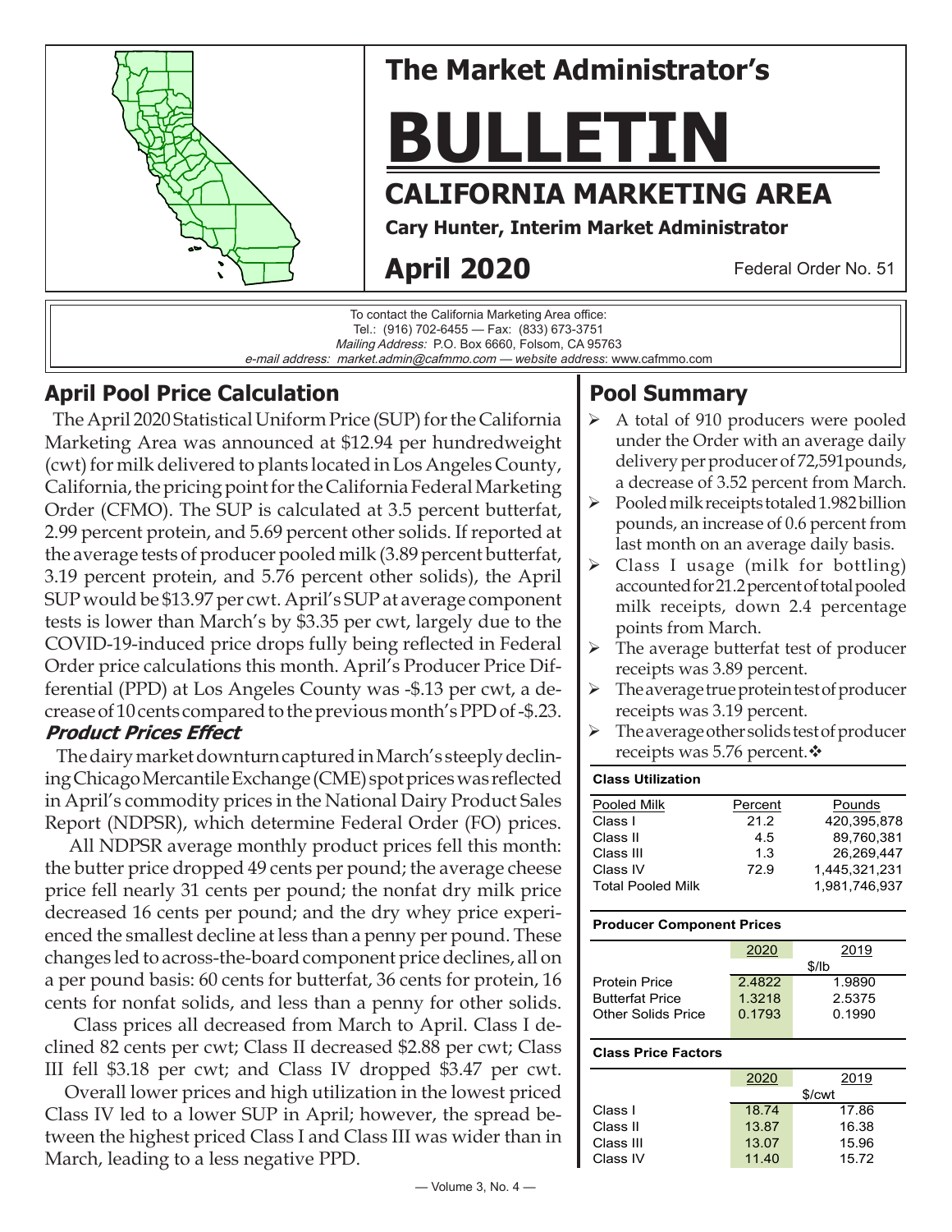# The Market Administrator's BULLETIN

## CALIFORNIA MARKETING AREA

**Cary Hunter, Interim Market Administrator**

**April 2020** — Federal Order No. 51

To contact the California Marketing Area office:
Tel.: (916) 702-6455 — Fax: (833) 673-3751
*Mailing Address:* P.O. Box 6660, Folsom, CA 95763
*e-mail address: market.admin@cafmmo.com* — *website address*: www.cafmmo.com

## April Pool Price Calculation

The April 2020 Statistical Uniform Price (SUP) for the California Marketing Area was announced at $12.94 per hundredweight (cwt) for milk delivered to plants located in Los Angeles County, California, the pricing point for the California Federal Marketing Order (CFMO). The SUP is calculated at 3.5 percent butterfat, 2.99 percent protein, and 5.69 percent other solids. If reported at the average tests of producer pooled milk (3.89 percent butterfat, 3.19 percent protein, and 5.76 percent other solids), the April SUP would be $13.97 per cwt. April's SUP at average component tests is lower than March's by $3.35 per cwt, largely due to the COVID-19-induced price drops fully being reflected in Federal Order price calculations this month. April's Producer Price Differential (PPD) at Los Angeles County was -$.13 per cwt, a decrease of 10 cents compared to the previous month's PPD of -$.23.

### *Product Prices Effect*

The dairy market downturn captured in March's steeply declining Chicago Mercantile Exchange (CME) spot prices was reflected in April's commodity prices in the National Dairy Product Sales Report (NDPSR), which determine Federal Order (FO) prices.

All NDPSR average monthly product prices fell this month: the butter price dropped 49 cents per pound; the average cheese price fell nearly 31 cents per pound; the nonfat dry milk price decreased 16 cents per pound; and the dry whey price experienced the smallest decline at less than a penny per pound. These changes led to across-the-board component price declines, all on a per pound basis: 60 cents for butterfat, 36 cents for protein, 16 cents for nonfat solids, and less than a penny for other solids.

Class prices all decreased from March to April. Class I declined 82 cents per cwt; Class II decreased $2.88 per cwt; Class III fell $3.18 per cwt; and Class IV dropped $3.47 per cwt.

Overall lower prices and high utilization in the lowest priced Class IV led to a lower SUP in April; however, the spread between the highest priced Class I and Class III was wider than in March, leading to a less negative PPD.

## Pool Summary

- A total of 910 producers were pooled under the Order with an average daily delivery per producer of 72,591 pounds, a decrease of 3.52 percent from March.
- Pooled milk receipts totaled 1.982 billion pounds, an increase of 0.6 percent from last month on an average daily basis.
- Class I usage (milk for bottling) accounted for 21.2 percent of total pooled milk receipts, down 2.4 percentage points from March.
- The average butterfat test of producer receipts was 3.89 percent.
- The average true protein test of producer receipts was 3.19 percent.
- The average other solids test of producer receipts was 5.76 percent.❖

**Class Utilization**

| Pooled Milk | Percent | Pounds |
|---|---|---|
| Class I | 21.2 | 420,395,878 |
| Class II | 4.5 | 89,760,381 |
| Class III | 1.3 | 26,269,447 |
| Class IV | 72.9 | 1,445,321,231 |
| Total Pooled Milk | | 1,981,746,937 |

**Producer Component Prices**

| | 2020 | 2019 |
|---|---|---|
| | $/lb | |
| Protein Price | 2.4822 | 1.9890 |
| Butterfat Price | 1.3218 | 2.5375 |
| Other Solids Price | 0.1793 | 0.1990 |

**Class Price Factors**

| | 2020 | 2019 |
|---|---|---|
| | $/cwt | |
| Class I | 18.74 | 17.86 |
| Class II | 13.87 | 16.38 |
| Class III | 13.07 | 15.96 |
| Class IV | 11.40 | 15.72 |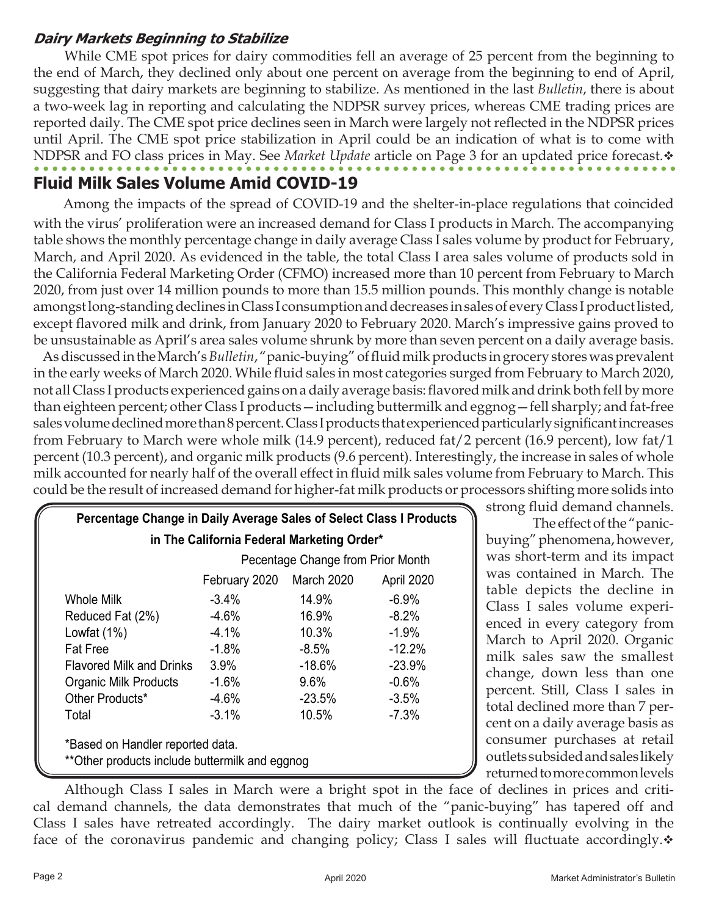### *Dairy Markets Beginning to Stabilize*

While CME spot prices for dairy commodities fell an average of 25 percent from the beginning to the end of March, they declined only about one percent on average from the beginning to end of April, suggesting that dairy markets are beginning to stabilize. As mentioned in the last *Bulletin*, there is about a two-week lag in reporting and calculating the NDPSR survey prices, whereas CME trading prices are reported daily. The CME spot price declines seen in March were largely not reflected in the NDPSR prices until April. The CME spot price stabilization in April could be an indication of what is to come with NDPSR and FO class prices in May. See *Market Update* article on Page 3 for an updated price forecast.❖

## Fluid Milk Sales Volume Amid COVID-19

Among the impacts of the spread of COVID-19 and the shelter-in-place regulations that coincided with the virus' proliferation were an increased demand for Class I products in March. The accompanying table shows the monthly percentage change in daily average Class I sales volume by product for February, March, and April 2020. As evidenced in the table, the total Class I area sales volume of products sold in the California Federal Marketing Order (CFMO) increased more than 10 percent from February to March 2020, from just over 14 million pounds to more than 15.5 million pounds. This monthly change is notable amongst long-standing declines in Class I consumption and decreases in sales of every Class I product listed, except flavored milk and drink, from January 2020 to February 2020. March's impressive gains proved to be unsustainable as April's area sales volume shrunk by more than seven percent on a daily average basis.

As discussed in the March's *Bulletin*, "panic-buying" of fluid milk products in grocery stores was prevalent in the early weeks of March 2020. While fluid sales in most categories surged from February to March 2020, not all Class I products experienced gains on a daily average basis: flavored milk and drink both fell by more than eighteen percent; other Class I products—including buttermilk and eggnog—fell sharply; and fat-free sales volume declined more than 8 percent. Class I products that experienced particularly significant increases from February to March were whole milk (14.9 percent), reduced fat/2 percent (16.9 percent), low fat/1 percent (10.3 percent), and organic milk products (9.6 percent). Interestingly, the increase in sales of whole milk accounted for nearly half of the overall effect in fluid milk sales volume from February to March. This could be the result of increased demand for higher-fat milk products or processors shifting more solids into strong fluid demand channels.

The effect of the "panic-buying" phenomena, however, was short-term and its impact was contained in March. The table depicts the decline in Class I sales volume experienced in every category from March to April 2020. Organic milk sales saw the smallest change, down less than one percent. Still, Class I sales in total declined more than 7 percent on a daily average basis as consumer purchases at retail outlets subsided and sales likely returned to more common levels

**Percentage Change in Daily Average Sales of Select Class I Products in The California Federal Marketing Order***

| | Pecentage Change from Prior Month | | |
|---|---|---|---|
| | February 2020 | March 2020 | April 2020 |
| Whole Milk | -3.4% | 14.9% | -6.9% |
| Reduced Fat (2%) | -4.6% | 16.9% | -8.2% |
| Lowfat (1%) | -4.1% | 10.3% | -1.9% |
| Fat Free | -1.8% | -8.5% | -12.2% |
| Flavored Milk and Drinks | 3.9% | -18.6% | -23.9% |
| Organic Milk Products | -1.6% | 9.6% | -0.6% |
| Other Products* | -4.6% | -23.5% | -3.5% |
| Total | -3.1% | 10.5% | -7.3% |

*Based on Handler reported data.
**Other products include buttermilk and eggnog

Although Class I sales in March were a bright spot in the face of declines in prices and critical demand channels, the data demonstrates that much of the "panic-buying" has tapered off and Class I sales have retreated accordingly. The dairy market outlook is continually evolving in the face of the coronavirus pandemic and changing policy; Class I sales will fluctuate accordingly.❖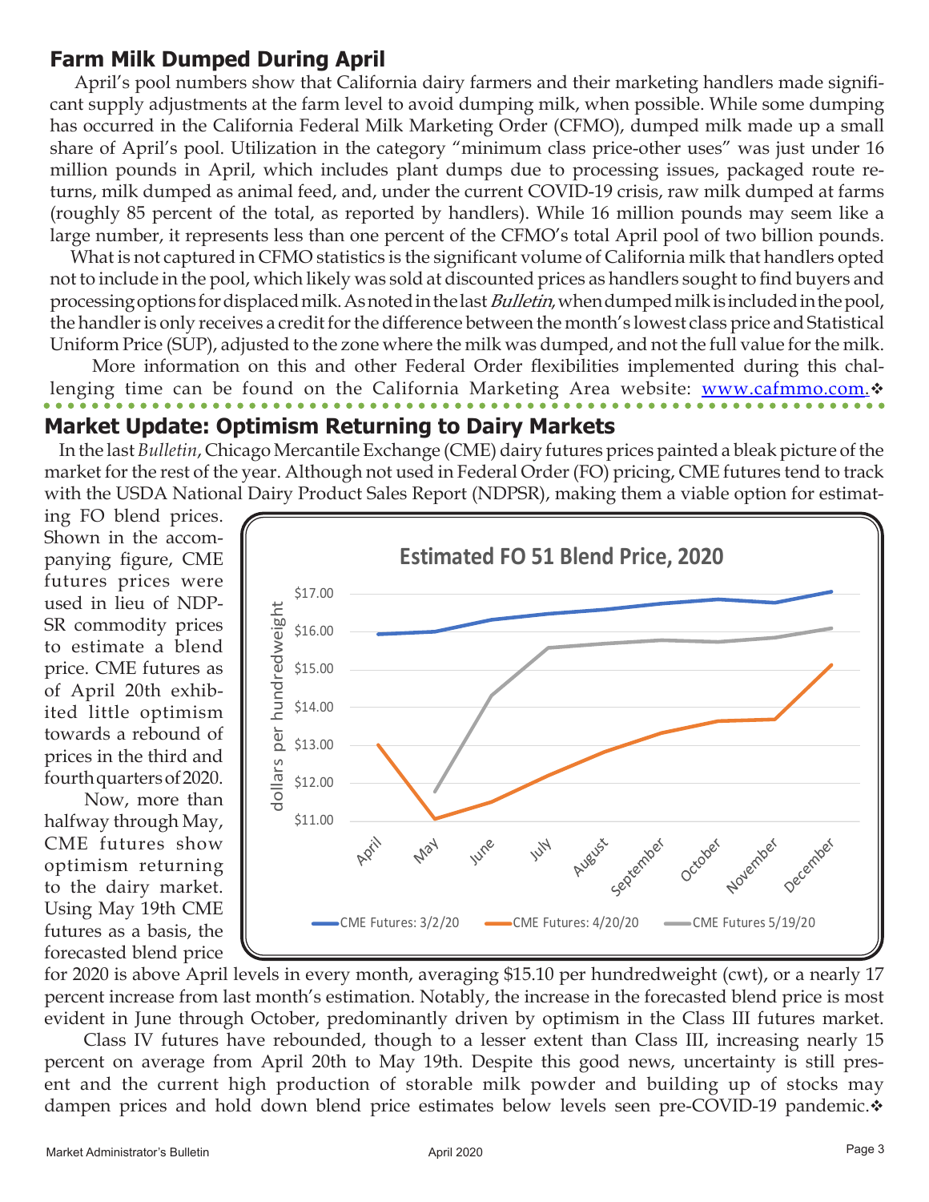## Farm Milk Dumped During April

April's pool numbers show that California dairy farmers and their marketing handlers made significant supply adjustments at the farm level to avoid dumping milk, when possible. While some dumping has occurred in the California Federal Milk Marketing Order (CFMO), dumped milk made up a small share of April's pool. Utilization in the category "minimum class price-other uses" was just under 16 million pounds in April, which includes plant dumps due to processing issues, packaged route returns, milk dumped as animal feed, and, under the current COVID-19 crisis, raw milk dumped at farms (roughly 85 percent of the total, as reported by handlers). While 16 million pounds may seem like a large number, it represents less than one percent of the CFMO's total April pool of two billion pounds.

What is not captured in CFMO statistics is the significant volume of California milk that handlers opted not to include in the pool, which likely was sold at discounted prices as handlers sought to find buyers and processing options for displaced milk. As noted in the last *Bulletin*, when dumped milk is included in the pool, the handler is only receives a credit for the difference between the month's lowest class price and Statistical Uniform Price (SUP), adjusted to the zone where the milk was dumped, and not the full value for the milk.

More information on this and other Federal Order flexibilities implemented during this challenging time can be found on the California Marketing Area website: www.cafmmo.com.❖

## Market Update: Optimism Returning to Dairy Markets

In the last *Bulletin*, Chicago Mercantile Exchange (CME) dairy futures prices painted a bleak picture of the market for the rest of the year. Although not used in Federal Order (FO) pricing, CME futures tend to track with the USDA National Dairy Product Sales Report (NDPSR), making them a viable option for estimating FO blend prices. Shown in the accompanying figure, CME futures prices were used in lieu of NDPSR commodity prices to estimate a blend price. CME futures as of April 20th exhibited little optimism towards a rebound of prices in the third and fourth quarters of 2020.

**Estimated FO 51 Blend Price, 2020** (dollars per hundredweight)

| Month | CME Futures: 3/2/20 | CME Futures: 4/20/20 | CME Futures 5/19/20 |
|---|---|---|---|
| April | ~$15.93 | ~$13.00 | |
| May | ~$16.00 | ~$11.05 | ~$11.77 |
| June | ~$16.31 | ~$11.50 | ~$14.32 |
| July | ~$16.47 | ~$12.22 | ~$15.58 |
| August | ~$16.58 | ~$12.83 | ~$15.69 |
| September | ~$16.75 | ~$13.33 | ~$15.78 |
| October | ~$16.86 | ~$13.63 | ~$15.74 |
| November | ~$16.77 | ~$13.67 | ~$15.85 |
| December | ~$17.04 | ~$15.13 | ~$16.10 |

Now, more than halfway through May, CME futures show optimism returning to the dairy market. Using May 19th CME futures as a basis, the forecasted blend price for 2020 is above April levels in every month, averaging $15.10 per hundredweight (cwt), or a nearly 17 percent increase from last month's estimation. Notably, the increase in the forecasted blend price is most evident in June through October, predominantly driven by optimism in the Class III futures market.

Class IV futures have rebounded, though to a lesser extent than Class III, increasing nearly 15 percent on average from April 20th to May 19th. Despite this good news, uncertainty is still present and the current high production of storable milk powder and building up of stocks may dampen prices and hold down blend price estimates below levels seen pre-COVID-19 pandemic.❖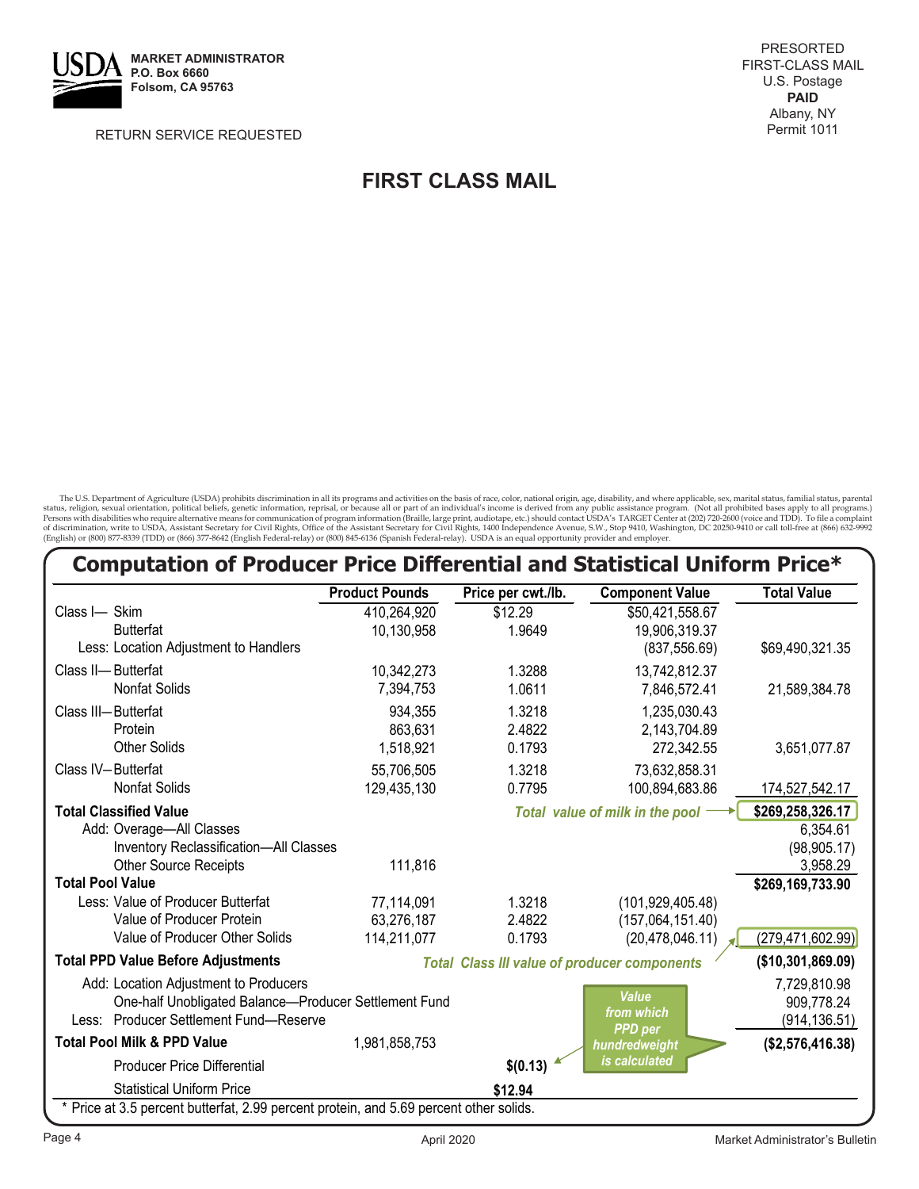USDA **MARKET ADMINISTRATOR**
**P.O. Box 6660**
**Folsom, CA 95763**

RETURN SERVICE REQUESTED

PRESORTED
FIRST-CLASS MAIL
U.S. Postage
**PAID**
Albany, NY
Permit 1011

## FIRST CLASS MAIL

The U.S. Department of Agriculture (USDA) prohibits discrimination in all its programs and activities on the basis of race, color, national origin, age, disability, and where applicable, sex, marital status, familial status, parental status, religion, sexual orientation, political beliefs, genetic information, reprisal, or because all or part of an individual's income is derived from any public assistance program. (Not all prohibited bases apply to all programs.) Persons with disabilities who require alternative means for communication of program information (Braille, large print, audiotape, etc.) should contact USDA's TARGET Center at (202) 720-2600 (voice and TDD). To file a complaint of discrimination, write to USDA, Assistant Secretary for Civil Rights, Office of the Assistant Secretary for Civil Rights, 1400 Independence Avenue, S.W., Stop 9410, Washington, DC 20250-9410 or call toll-free at (866) 632-9992 (English) or (800) 877-8339 (TDD) or (866) 377-8642 (English Federal-relay) or (800) 845-6136 (Spanish Federal-relay). USDA is an equal opportunity provider and employer.

## Computation of Producer Price Differential and Statistical Uniform Price*

| | Product Pounds | Price per cwt./lb. | Component Value | Total Value |
|---|---|---|---|---|
| Class I— Skim | 410,264,920 | $12.29 | $50,421,558.67 | |
| Butterfat | 10,130,958 | 1.9649 | 19,906,319.37 | |
| Less: Location Adjustment to Handlers | | | (837,556.69) | $69,490,321.35 |
| Class II— Butterfat | 10,342,273 | 1.3288 | 13,742,812.37 | |
| Nonfat Solids | 7,394,753 | 1.0611 | 7,846,572.41 | 21,589,384.78 |
| Class III— Butterfat | 934,355 | 1.3218 | 1,235,030.43 | |
| Protein | 863,631 | 2.4822 | 2,143,704.89 | |
| Other Solids | 1,518,921 | 0.1793 | 272,342.55 | 3,651,077.87 |
| Class IV— Butterfat | 55,706,505 | 1.3218 | 73,632,858.31 | |
| Nonfat Solids | 129,435,130 | 0.7795 | 100,894,683.86 | 174,527,542.17 |
| **Total Classified Value** | | | *Total value of milk in the pool* | **$269,258,326.17** |
| Add: Overage—All Classes | | | | 6,354.61 |
| Inventory Reclassification—All Classes | | | | (98,905.17) |
| Other Source Receipts | 111,816 | | | 3,958.29 |
| **Total Pool Value** | | | | **$269,169,733.90** |
| Less: Value of Producer Butterfat | 77,114,091 | 1.3218 | (101,929,405.48) | |
| Value of Producer Protein | 63,276,187 | 2.4822 | (157,064,151.40) | |
| Value of Producer Other Solids | 114,211,077 | 0.1793 | (20,478,046.11) | (279,471,602.99) |
| **Total PPD Value Before Adjustments** | | *Total Class III value of producer components* | | **($10,301,869.09)** |
| Add: Location Adjustment to Producers | | | | 7,729,810.98 |
| One-half Unobligated Balance—Producer Settlement Fund | | | | 909,778.24 |
| Less: Producer Settlement Fund—Reserve | | | | (914,136.51) |
| **Total Pool Milk & PPD Value** | 1,981,858,753 | | *Value from which PPD per hundredweight is calculated* | **($2,576,416.38)** |
| Producer Price Differential | | **$(0.13)** | | |
| Statistical Uniform Price | | **$12.94** | | |

\* Price at 3.5 percent butterfat, 2.99 percent protein, and 5.69 percent other solids.

April 2020

Market Administrator's Bulletin